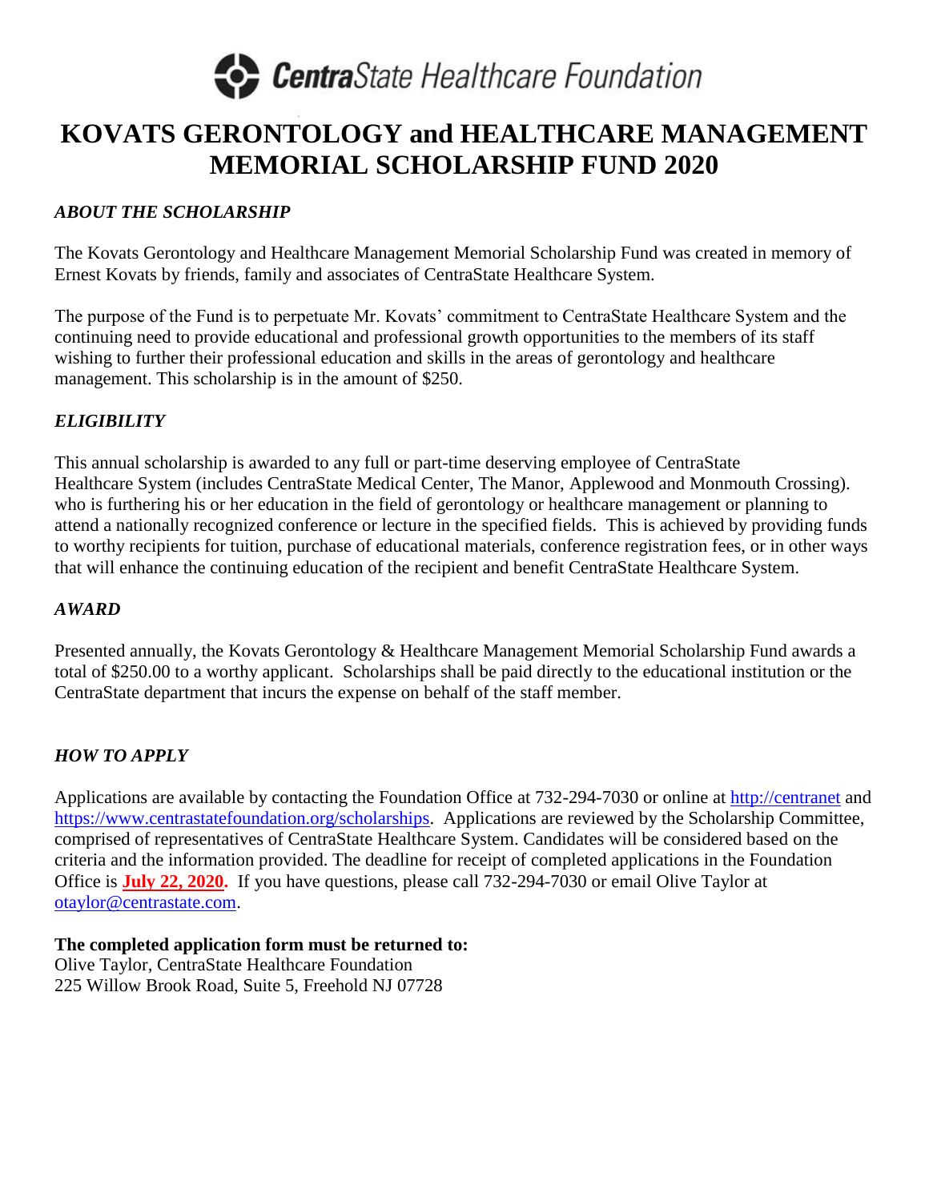CentraState Healthcare Foundation

# KOVATS GERONTOLOGY and HEALTHCARE MANAGEMENT MEMORIAL SCHOLARSHIP FUND 2020

### *ABOUT THE SCHOLARSHIP*

The Kovats Gerontology and Healthcare Management Memorial Scholarship Fund was created in memory of Ernest Kovats by friends, family and associates of CentraState Healthcare System.

The purpose of the Fund is to perpetuate Mr. Kovats' commitment to CentraState Healthcare System and the continuing need to provide educational and professional growth opportunities to the members of its staff wishing to further their professional education and skills in the areas of gerontology and healthcare management. This scholarship is in the amount of $250.

### *ELIGIBILITY*

This annual scholarship is awarded to any full or part-time deserving employee of CentraState Healthcare System (includes CentraState Medical Center, The Manor, Applewood and Monmouth Crossing). who is furthering his or her education in the field of gerontology or healthcare management or planning to attend a nationally recognized conference or lecture in the specified fields. This is achieved by providing funds to worthy recipients for tuition, purchase of educational materials, conference registration fees, or in other ways that will enhance the continuing education of the recipient and benefit CentraState Healthcare System.

### *AWARD*

Presented annually, the Kovats Gerontology & Healthcare Management Memorial Scholarship Fund awards a total of $250.00 to a worthy applicant. Scholarships shall be paid directly to the educational institution or the CentraState department that incurs the expense on behalf of the staff member.

### *HOW TO APPLY*

Applications are available by contacting the Foundation Office at 732-294-7030 or online at http://centranet and https://www.centrastatefoundation.org/scholarships. Applications are reviewed by the Scholarship Committee, comprised of representatives of CentraState Healthcare System. Candidates will be considered based on the criteria and the information provided. The deadline for receipt of completed applications in the Foundation Office is **July 22, 2020.** If you have questions, please call 732-294-7030 or email Olive Taylor at otaylor@centrastate.com.

**The completed application form must be returned to:**
Olive Taylor, CentraState Healthcare Foundation
225 Willow Brook Road, Suite 5, Freehold NJ 07728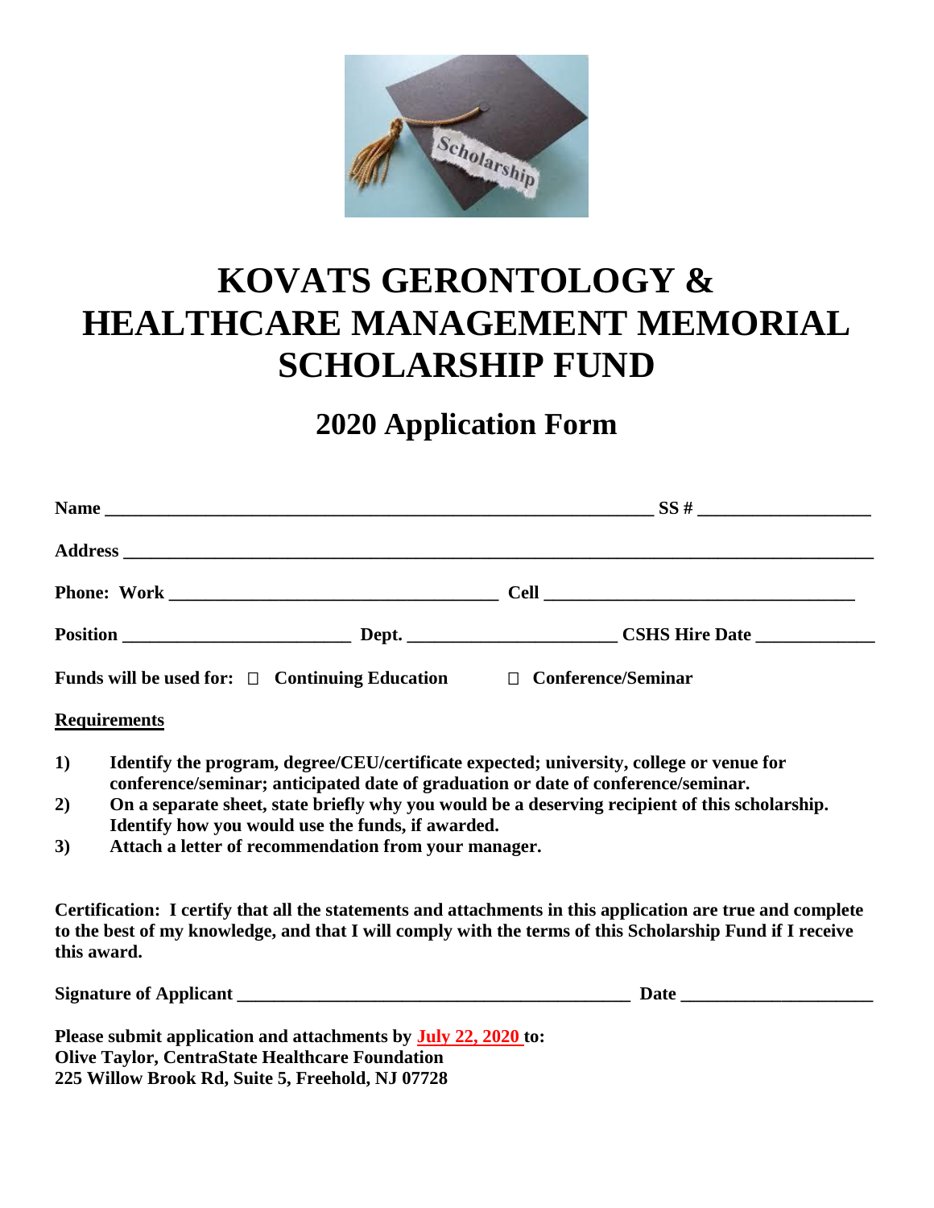# KOVATS GERONTOLOGY & HEALTHCARE MANAGEMENT MEMORIAL SCHOLARSHIP FUND

## 2020 Application Form

**Name** ______________________________________________ **SS #** ________________

**Address** ________________________________________________________________

**Phone: Work** ______________________________ **Cell** ______________________________

**Position** ____________________ **Dept.** __________________ **CSHS Hire Date** __________

**Funds will be used for:** ☐ **Continuing Education** ☐ **Conference/Seminar**

**Requirements**

1) **Identify the program, degree/CEU/certificate expected; university, college or venue for conference/seminar; anticipated date of graduation or date of conference/seminar.**
2) **On a separate sheet, state briefly why you would be a deserving recipient of this scholarship. Identify how you would use the funds, if awarded.**
3) **Attach a letter of recommendation from your manager.**

**Certification: I certify that all the statements and attachments in this application are true and complete to the best of my knowledge, and that I will comply with the terms of this Scholarship Fund if I receive this award.**

**Signature of Applicant** ____________________________________ **Date** __________________

**Please submit application and attachments by July 22, 2020 to:**
**Olive Taylor, CentraState Healthcare Foundation**
**225 Willow Brook Rd, Suite 5, Freehold, NJ 07728**